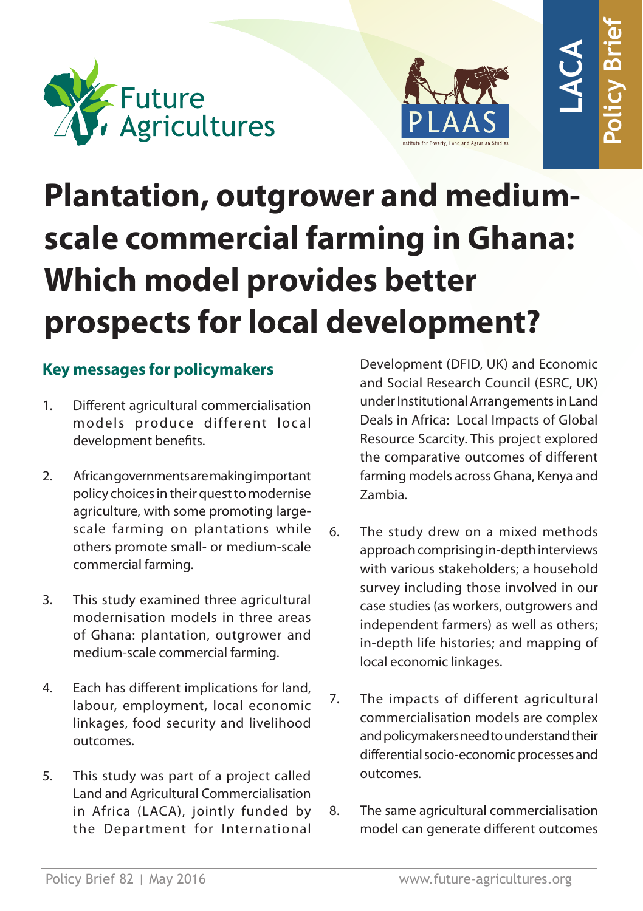# Plantation, outgrower and medium-scale commercial farming in Ghana: Which model provides better prospects for local development?

## Key messages for policymakers

1. Different agricultural commercialisation models produce different local development benefits.

2. African governments are making important policy choices in their quest to modernise agriculture, with some promoting large-scale farming on plantations while others promote small- or medium-scale commercial farming.

3. This study examined three agricultural modernisation models in three areas of Ghana: plantation, outgrower and medium-scale commercial farming.

4. Each has different implications for land, labour, employment, local economic linkages, food security and livelihood outcomes.

5. This study was part of a project called Land and Agricultural Commercialisation in Africa (LACA), jointly funded by the Department for International Development (DFID, UK) and Economic and Social Research Council (ESRC, UK) under Institutional Arrangements in Land Deals in Africa: Local Impacts of Global Resource Scarcity. This project explored the comparative outcomes of different farming models across Ghana, Kenya and Zambia.

6. The study drew on a mixed methods approach comprising in-depth interviews with various stakeholders; a household survey including those involved in our case studies (as workers, outgrowers and independent farmers) as well as others; in-depth life histories; and mapping of local economic linkages.

7. The impacts of different agricultural commercialisation models are complex and policymakers need to understand their differential socio-economic processes and outcomes.

8. The same agricultural commercialisation model can generate different outcomes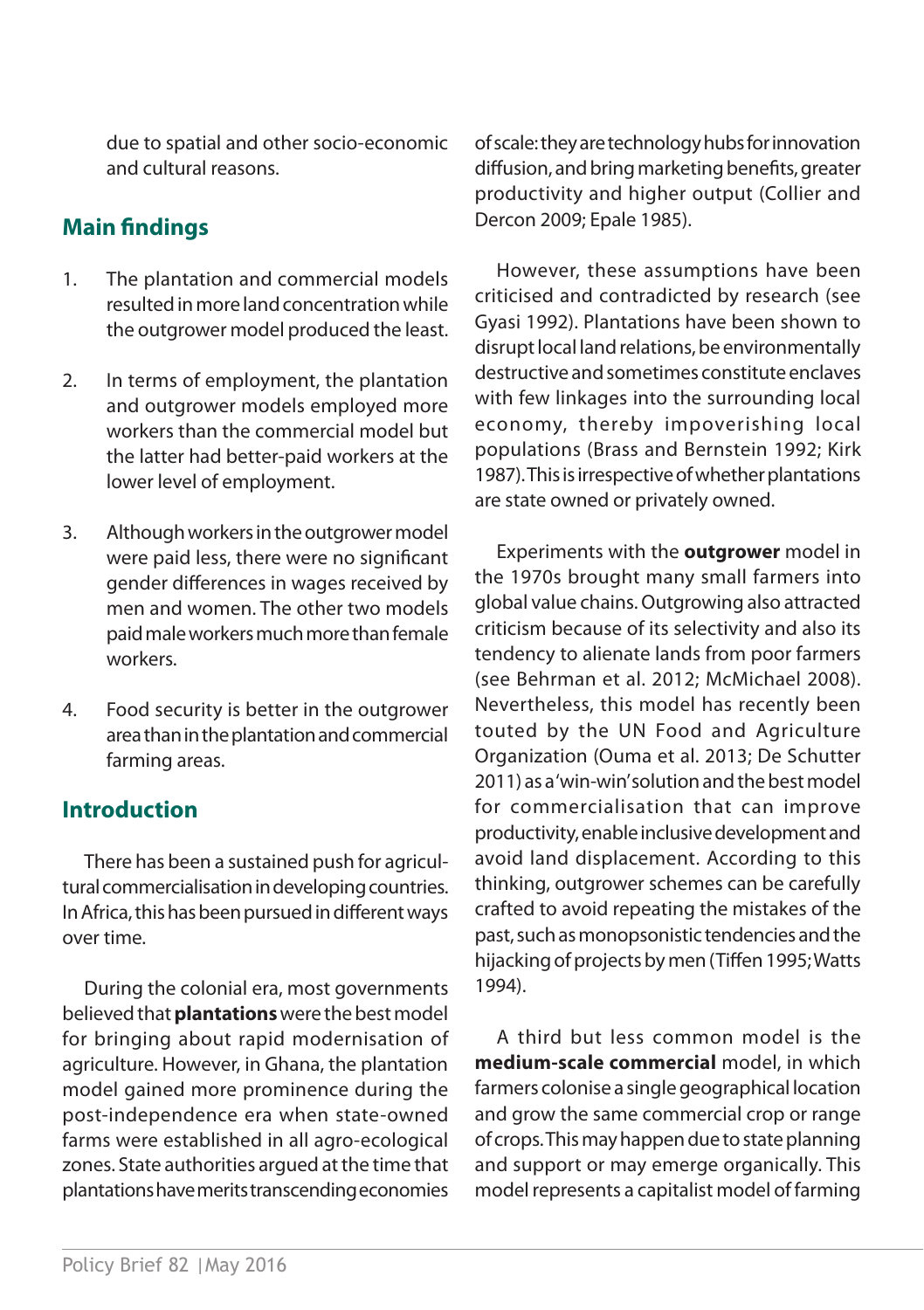due to spatial and other socio-economic and cultural reasons.

## Main findings

1. The plantation and commercial models resulted in more land concentration while the outgrower model produced the least.
2. In terms of employment, the plantation and outgrower models employed more workers than the commercial model but the latter had better-paid workers at the lower level of employment.
3. Although workers in the outgrower model were paid less, there were no significant gender differences in wages received by men and women. The other two models paid male workers much more than female workers.
4. Food security is better in the outgrower area than in the plantation and commercial farming areas.

## Introduction

There has been a sustained push for agricultural commercialisation in developing countries. In Africa, this has been pursued in different ways over time.

During the colonial era, most governments believed that **plantations** were the best model for bringing about rapid modernisation of agriculture. However, in Ghana, the plantation model gained more prominence during the post-independence era when state-owned farms were established in all agro-ecological zones. State authorities argued at the time that plantations have merits transcending economies of scale: they are technology hubs for innovation diffusion, and bring marketing benefits, greater productivity and higher output (Collier and Dercon 2009; Epale 1985).

However, these assumptions have been criticised and contradicted by research (see Gyasi 1992). Plantations have been shown to disrupt local land relations, be environmentally destructive and sometimes constitute enclaves with few linkages into the surrounding local economy, thereby impoverishing local populations (Brass and Bernstein 1992; Kirk 1987). This is irrespective of whether plantations are state owned or privately owned.

Experiments with the **outgrower** model in the 1970s brought many small farmers into global value chains. Outgrowing also attracted criticism because of its selectivity and also its tendency to alienate lands from poor farmers (see Behrman et al. 2012; McMichael 2008). Nevertheless, this model has recently been touted by the UN Food and Agriculture Organization (Ouma et al. 2013; De Schutter 2011) as a 'win-win' solution and the best model for commercialisation that can improve productivity, enable inclusive development and avoid land displacement. According to this thinking, outgrower schemes can be carefully crafted to avoid repeating the mistakes of the past, such as monopsonistic tendencies and the hijacking of projects by men (Tiffen 1995; Watts 1994).

A third but less common model is the **medium-scale commercial** model, in which farmers colonise a single geographical location and grow the same commercial crop or range of crops. This may happen due to state planning and support or may emerge organically. This model represents a capitalist model of farming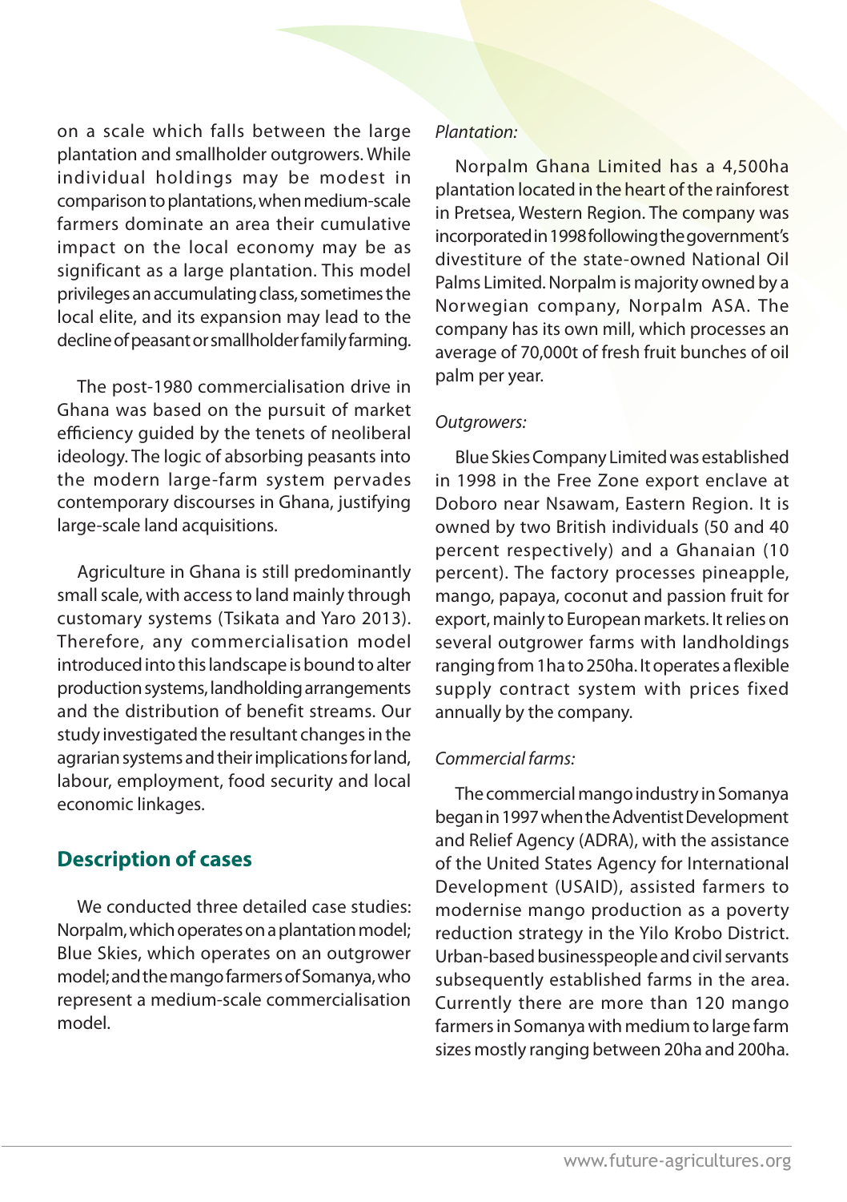on a scale which falls between the large plantation and smallholder outgrowers. While individual holdings may be modest in comparison to plantations, when medium-scale farmers dominate an area their cumulative impact on the local economy may be as significant as a large plantation. This model privileges an accumulating class, sometimes the local elite, and its expansion may lead to the decline of peasant or smallholder family farming.

The post-1980 commercialisation drive in Ghana was based on the pursuit of market efficiency guided by the tenets of neoliberal ideology. The logic of absorbing peasants into the modern large-farm system pervades contemporary discourses in Ghana, justifying large-scale land acquisitions.

Agriculture in Ghana is still predominantly small scale, with access to land mainly through customary systems (Tsikata and Yaro 2013). Therefore, any commercialisation model introduced into this landscape is bound to alter production systems, landholding arrangements and the distribution of benefit streams. Our study investigated the resultant changes in the agrarian systems and their implications for land, labour, employment, food security and local economic linkages.

## Description of cases

We conducted three detailed case studies: Norpalm, which operates on a plantation model; Blue Skies, which operates on an outgrower model; and the mango farmers of Somanya, who represent a medium-scale commercialisation model.

*Plantation:*

Norpalm Ghana Limited has a 4,500ha plantation located in the heart of the rainforest in Pretsea, Western Region. The company was incorporated in 1998 following the government's divestiture of the state-owned National Oil Palms Limited. Norpalm is majority owned by a Norwegian company, Norpalm ASA. The company has its own mill, which processes an average of 70,000t of fresh fruit bunches of oil palm per year.

*Outgrowers:*

Blue Skies Company Limited was established in 1998 in the Free Zone export enclave at Doboro near Nsawam, Eastern Region. It is owned by two British individuals (50 and 40 percent respectively) and a Ghanaian (10 percent). The factory processes pineapple, mango, papaya, coconut and passion fruit for export, mainly to European markets. It relies on several outgrower farms with landholdings ranging from 1ha to 250ha. It operates a flexible supply contract system with prices fixed annually by the company.

*Commercial farms:*

The commercial mango industry in Somanya began in 1997 when the Adventist Development and Relief Agency (ADRA), with the assistance of the United States Agency for International Development (USAID), assisted farmers to modernise mango production as a poverty reduction strategy in the Yilo Krobo District. Urban-based businesspeople and civil servants subsequently established farms in the area. Currently there are more than 120 mango farmers in Somanya with medium to large farm sizes mostly ranging between 20ha and 200ha.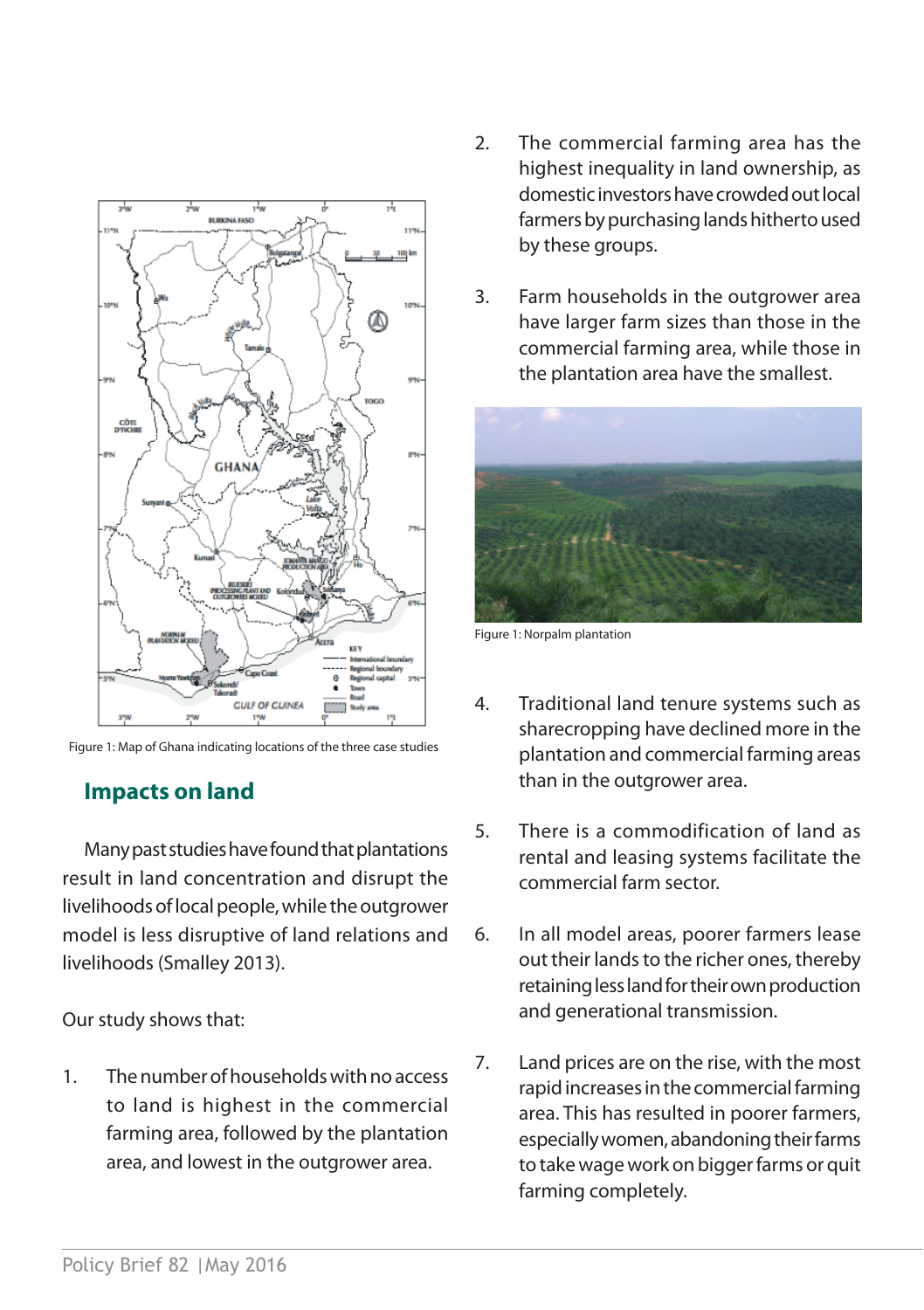Figure 1: Map of Ghana indicating locations of the three case studies

## Impacts on land

Many past studies have found that plantations result in land concentration and disrupt the livelihoods of local people, while the outgrower model is less disruptive of land relations and livelihoods (Smalley 2013).

Our study shows that:

1. The number of households with no access to land is highest in the commercial farming area, followed by the plantation area, and lowest in the outgrower area.

2. The commercial farming area has the highest inequality in land ownership, as domestic investors have crowded out local farmers by purchasing lands hitherto used by these groups.

3. Farm households in the outgrower area have larger farm sizes than those in the commercial farming area, while those in the plantation area have the smallest.

Figure 1: Norpalm plantation

4. Traditional land tenure systems such as sharecropping have declined more in the plantation and commercial farming areas than in the outgrower area.

5. There is a commodification of land as rental and leasing systems facilitate the commercial farm sector.

6. In all model areas, poorer farmers lease out their lands to the richer ones, thereby retaining less land for their own production and generational transmission.

7. Land prices are on the rise, with the most rapid increases in the commercial farming area. This has resulted in poorer farmers, especially women, abandoning their farms to take wage work on bigger farms or quit farming completely.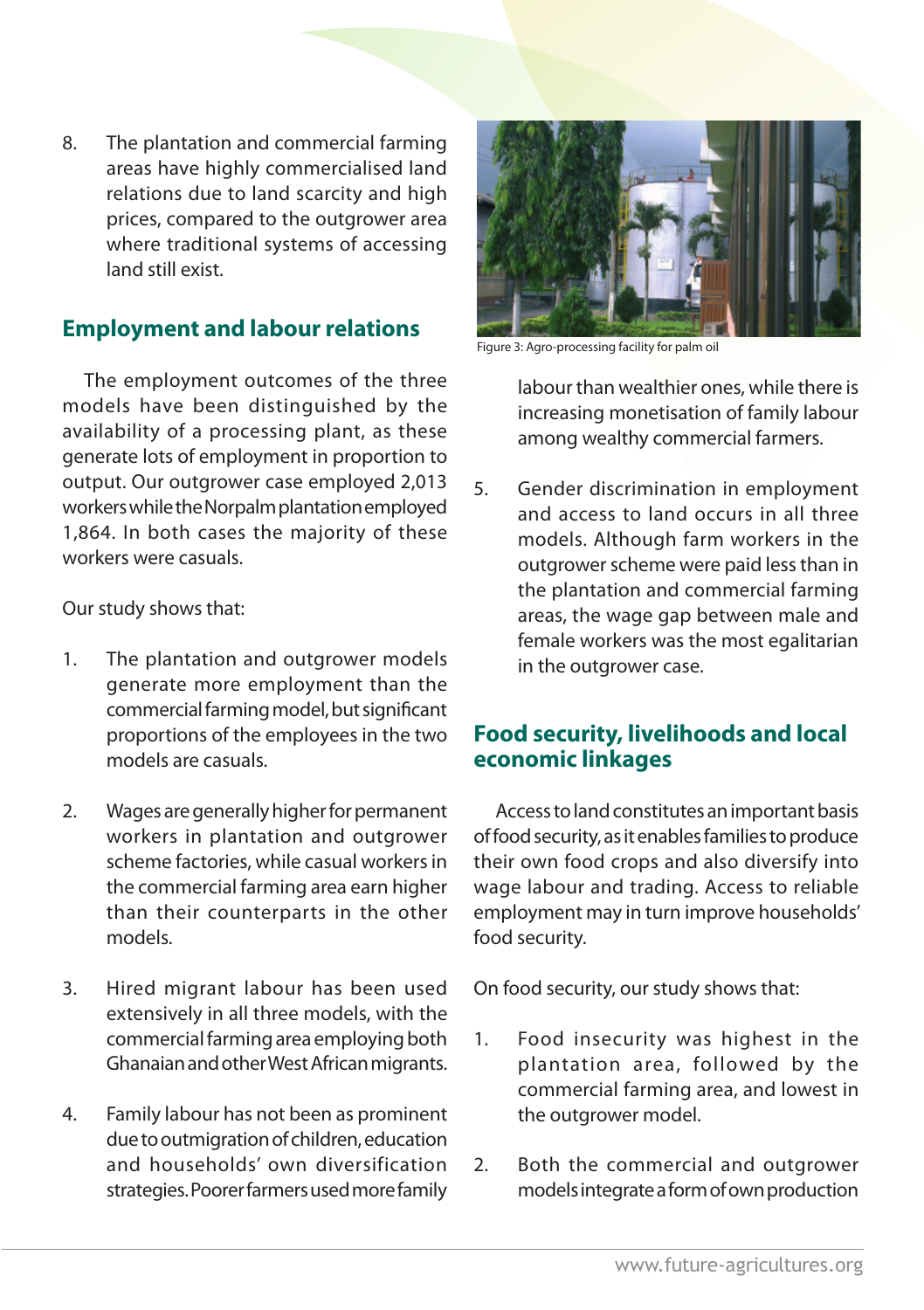8. The plantation and commercial farming areas have highly commercialised land relations due to land scarcity and high prices, compared to the outgrower area where traditional systems of accessing land still exist.

## Employment and labour relations

The employment outcomes of the three models have been distinguished by the availability of a processing plant, as these generate lots of employment in proportion to output. Our outgrower case employed 2,013 workers while the Norpalm plantation employed 1,864. In both cases the majority of these workers were casuals.

Our study shows that:

1. The plantation and outgrower models generate more employment than the commercial farming model, but significant proportions of the employees in the two models are casuals.

2. Wages are generally higher for permanent workers in plantation and outgrower scheme factories, while casual workers in the commercial farming area earn higher than their counterparts in the other models.

3. Hired migrant labour has been used extensively in all three models, with the commercial farming area employing both Ghanaian and other West African migrants.

4. Family labour has not been as prominent due to outmigration of children, education and households' own diversification strategies. Poorer farmers used more family labour than wealthier ones, while there is increasing monetisation of family labour among wealthy commercial farmers.

5. Gender discrimination in employment and access to land occurs in all three models. Although farm workers in the outgrower scheme were paid less than in the plantation and commercial farming areas, the wage gap between male and female workers was the most egalitarian in the outgrower case.

Figure 3: Agro-processing facility for palm oil

## Food security, livelihoods and local economic linkages

Access to land constitutes an important basis of food security, as it enables families to produce their own food crops and also diversify into wage labour and trading. Access to reliable employment may in turn improve households' food security.

On food security, our study shows that:

1. Food insecurity was highest in the plantation area, followed by the commercial farming area, and lowest in the outgrower model.

2. Both the commercial and outgrower models integrate a form of own production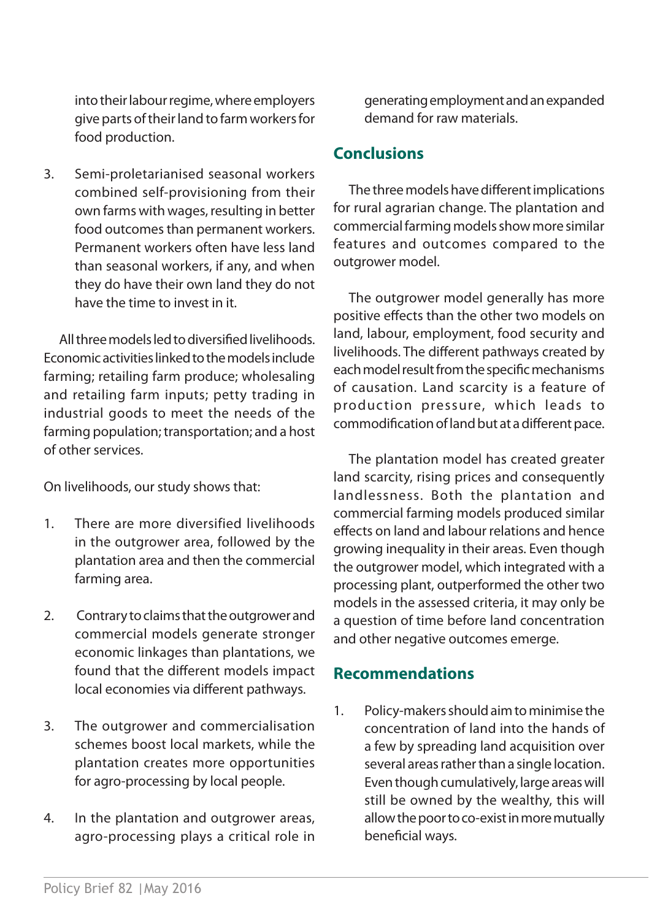into their labour regime, where employers give parts of their land to farm workers for food production.

3. Semi-proletarianised seasonal workers combined self-provisioning from their own farms with wages, resulting in better food outcomes than permanent workers. Permanent workers often have less land than seasonal workers, if any, and when they do have their own land they do not have the time to invest in it.

All three models led to diversified livelihoods. Economic activities linked to the models include farming; retailing farm produce; wholesaling and retailing farm inputs; petty trading in industrial goods to meet the needs of the farming population; transportation; and a host of other services.

On livelihoods, our study shows that:

1. There are more diversified livelihoods in the outgrower area, followed by the plantation area and then the commercial farming area.

2. Contrary to claims that the outgrower and commercial models generate stronger economic linkages than plantations, we found that the different models impact local economies via different pathways.

3. The outgrower and commercialisation schemes boost local markets, while the plantation creates more opportunities for agro-processing by local people.

4. In the plantation and outgrower areas, agro-processing plays a critical role in generating employment and an expanded demand for raw materials.

## Conclusions

The three models have different implications for rural agrarian change. The plantation and commercial farming models show more similar features and outcomes compared to the outgrower model.

The outgrower model generally has more positive effects than the other two models on land, labour, employment, food security and livelihoods. The different pathways created by each model result from the specific mechanisms of causation. Land scarcity is a feature of production pressure, which leads to commodification of land but at a different pace.

The plantation model has created greater land scarcity, rising prices and consequently landlessness. Both the plantation and commercial farming models produced similar effects on land and labour relations and hence growing inequality in their areas. Even though the outgrower model, which integrated with a processing plant, outperformed the other two models in the assessed criteria, it may only be a question of time before land concentration and other negative outcomes emerge.

## Recommendations

1. Policy-makers should aim to minimise the concentration of land into the hands of a few by spreading land acquisition over several areas rather than a single location. Even though cumulatively, large areas will still be owned by the wealthy, this will allow the poor to co-exist in more mutually beneficial ways.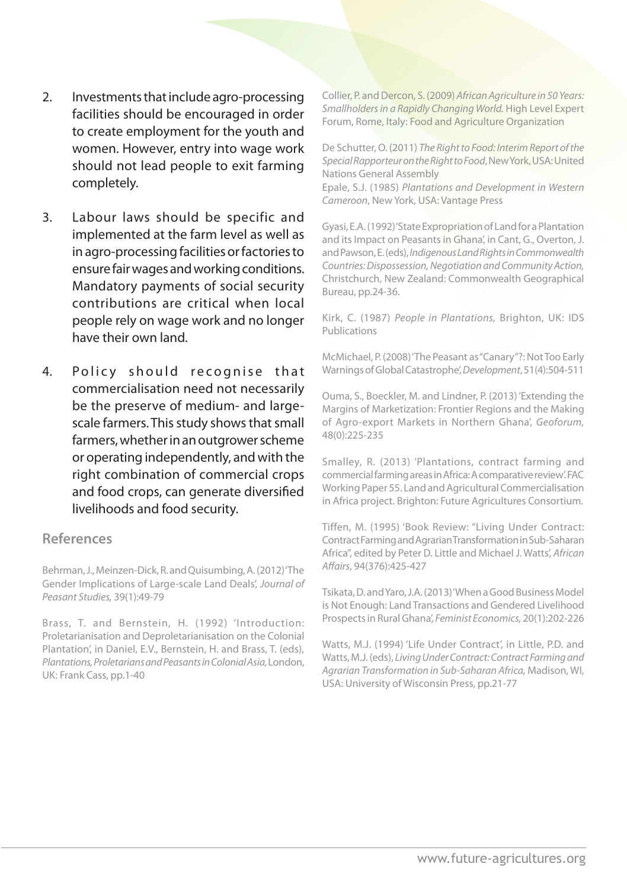2. Investments that include agro-processing facilities should be encouraged in order to create employment for the youth and women. However, entry into wage work should not lead people to exit farming completely.

3. Labour laws should be specific and implemented at the farm level as well as in agro-processing facilities or factories to ensure fair wages and working conditions. Mandatory payments of social security contributions are critical when local people rely on wage work and no longer have their own land.

4. Policy should recognise that commercialisation need not necessarily be the preserve of medium- and large-scale farmers. This study shows that small farmers, whether in an outgrower scheme or operating independently, and with the right combination of commercial crops and food crops, can generate diversified livelihoods and food security.

## References

Behrman, J., Meinzen-Dick, R. and Quisumbing, A. (2012) 'The Gender Implications of Large-scale Land Deals', *Journal of Peasant Studies,* 39(1):49-79

Brass, T. and Bernstein, H. (1992) 'Introduction: Proletarianisation and Deproletarianisation on the Colonial Plantation', in Daniel, E.V., Bernstein, H. and Brass, T. (eds), *Plantations, Proletarians and Peasants in Colonial Asia,* London, UK: Frank Cass, pp.1-40

Collier, P. and Dercon, S. (2009) *African Agriculture in 50 Years: Smallholders in a Rapidly Changing World.* High Level Expert Forum, Rome, Italy: Food and Agriculture Organization

De Schutter, O. (2011) *The Right to Food: Interim Report of the Special Rapporteur on the Right to Food*, New York, USA: United Nations General Assembly

Epale, S.J. (1985) *Plantations and Development in Western Cameroon*, New York, USA: Vantage Press

Gyasi, E.A. (1992) 'State Expropriation of Land for a Plantation and its Impact on Peasants in Ghana', in Cant, G., Overton, J. and Pawson, E. (eds), *Indigenous Land Rights in Commonwealth Countries: Dispossession, Negotiation and Community Action,* Christchurch, New Zealand: Commonwealth Geographical Bureau, pp.24-36.

Kirk, C. (1987) *People in Plantations,* Brighton, UK: IDS Publications

McMichael, P. (2008) 'The Peasant as "Canary"?: Not Too Early Warnings of Global Catastrophe', *Development*, 51(4):504-511

Ouma, S., Boeckler, M. and Lindner, P. (2013) 'Extending the Margins of Marketization: Frontier Regions and the Making of Agro-export Markets in Northern Ghana', *Geoforum,* 48(0):225-235

Smalley, R. (2013) 'Plantations, contract farming and commercial farming areas in Africa: A comparative review'. FAC Working Paper 55. Land and Agricultural Commercialisation in Africa project. Brighton: Future Agricultures Consortium.

Tiffen, M. (1995) 'Book Review: "Living Under Contract: Contract Farming and Agrarian Transformation in Sub-Saharan Africa", edited by Peter D. Little and Michael J. Watts', *African Affairs*, 94(376):425-427

Tsikata, D. and Yaro, J.A. (2013) 'When a Good Business Model is Not Enough: Land Transactions and Gendered Livelihood Prospects in Rural Ghana', *Feminist Economics,* 20(1):202-226

Watts, M.J. (1994) 'Life Under Contract', in Little, P.D. and Watts, M.J. (eds), *Living Under Contract: Contract Farming and Agrarian Transformation in Sub-Saharan Africa,* Madison, WI, USA: University of Wisconsin Press, pp.21-77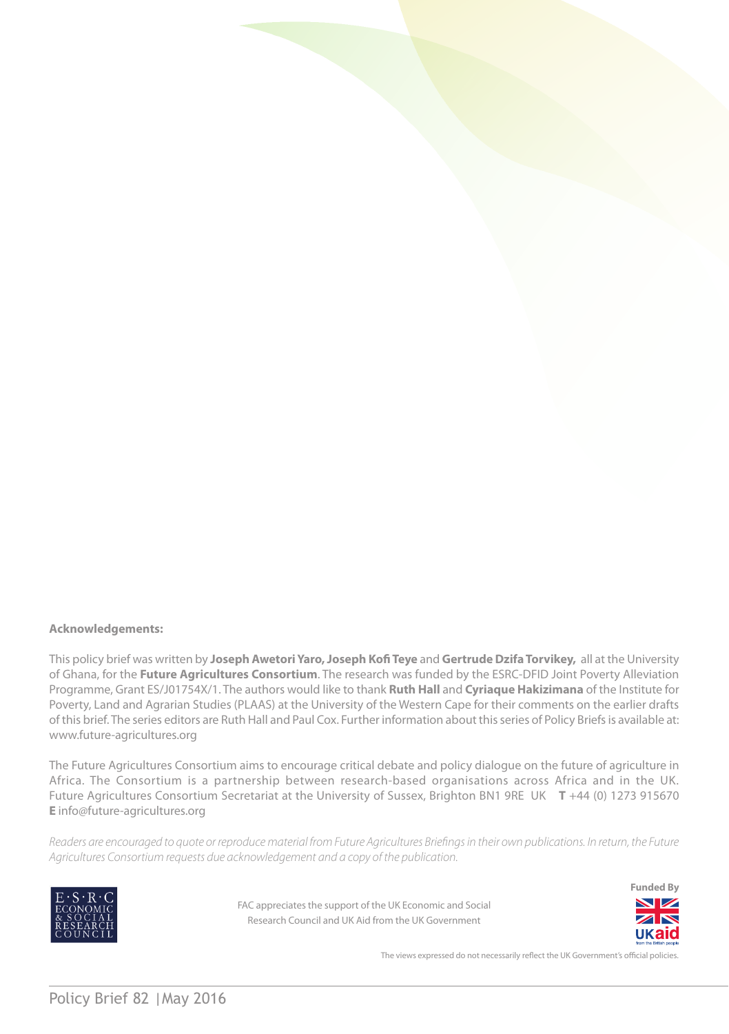**Acknowledgements:**

This policy brief was written by **Joseph Awetori Yaro, Joseph Kofi Teye** and **Gertrude Dzifa Torvikey,** all at the University of Ghana, for the **Future Agricultures Consortium**. The research was funded by the ESRC-DFID Joint Poverty Alleviation Programme, Grant ES/J01754X/1. The authors would like to thank **Ruth Hall** and **Cyriaque Hakizimana** of the Institute for Poverty, Land and Agrarian Studies (PLAAS) at the University of the Western Cape for their comments on the earlier drafts of this brief. The series editors are Ruth Hall and Paul Cox. Further information about this series of Policy Briefs is available at: www.future-agricultures.org

The Future Agricultures Consortium aims to encourage critical debate and policy dialogue on the future of agriculture in Africa. The Consortium is a partnership between research-based organisations across Africa and in the UK. Future Agricultures Consortium Secretariat at the University of Sussex, Brighton BN1 9RE UK **T** +44 (0) 1273 915670 **E** info@future-agricultures.org

*Readers are encouraged to quote or reproduce material from Future Agricultures Briefings in their own publications. In return, the Future Agricultures Consortium requests due acknowledgement and a copy of the publication.*

E·S·R·C ECONOMIC & SOCIAL RESEARCH COUNCIL

FAC appreciates the support of the UK Economic and Social Research Council and UK Aid from the UK Government

**Funded By**

UKaid from the British people

The views expressed do not necessarily reflect the UK Government's official policies.

Policy Brief 82 | May 2016